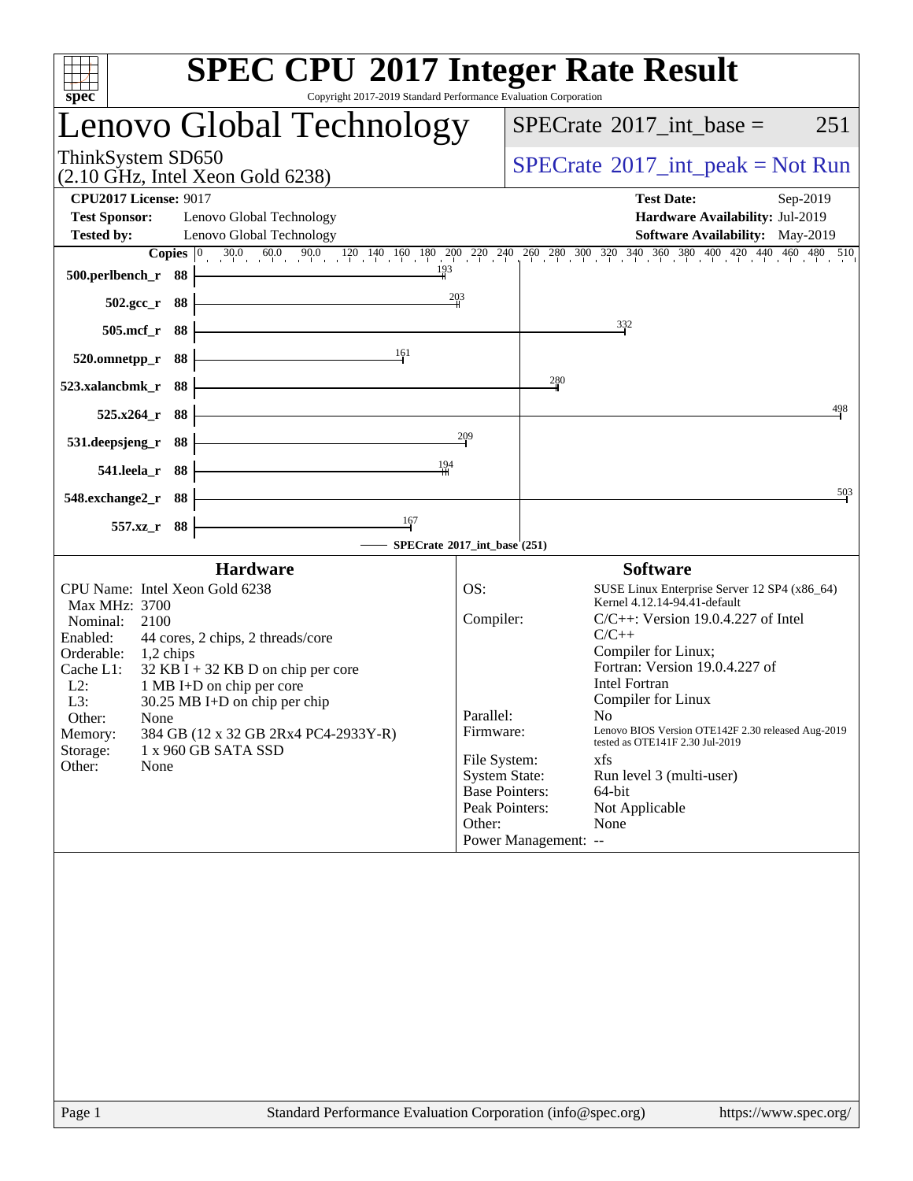# SPEC CPU 2017 Integer Rate Result

Copyright 2017-2019 Standard Performance Evaluation Corporation

## Lenovo Global Technology

ThinkSystem SD650
(2.10 GHz, Intel Xeon Gold 6238)

SPECrate 2017_int_base = 251

SPECrate 2017_int_peak = Not Run

**CPU2017 License:** 9017
**Test Sponsor:** Lenovo Global Technology
**Tested by:** Lenovo Global Technology

**Test Date:** Sep-2019
**Hardware Availability:** Jul-2019
**Software Availability:** May-2019

| Benchmark | Copies | SPECrate 2017_int_base |
| --- | --- | --- |
| 500.perlbench_r | 88 | 193 |
| 502.gcc_r | 88 | 203 |
| 505.mcf_r | 88 | 332 |
| 520.omnetpp_r | 88 | 161 |
| 523.xalancbmk_r | 88 | 280 |
| 525.x264_r | 88 | 498 |
| 531.deepsjeng_r | 88 | 209 |
| 541.leela_r | 88 | 194 |
| 548.exchange2_r | 88 | 503 |
| 557.xz_r | 88 | 167 |

SPECrate 2017_int_base (251)

### Hardware

- CPU Name: Intel Xeon Gold 6238
- Max MHz: 3700
- Nominal: 2100
- Enabled: 44 cores, 2 chips, 2 threads/core
- Orderable: 1,2 chips
- Cache L1: 32 KB I + 32 KB D on chip per core
- L2: 1 MB I+D on chip per core
- L3: 30.25 MB I+D on chip per chip
- Other: None
- Memory: 384 GB (12 x 32 GB 2Rx4 PC4-2933Y-R)
- Storage: 1 x 960 GB SATA SSD
- Other: None

### Software

- OS: SUSE Linux Enterprise Server 12 SP4 (x86_64) Kernel 4.12.14-94.41-default
- Compiler: C/C++: Version 19.0.4.227 of Intel C/C++ Compiler for Linux; Fortran: Version 19.0.4.227 of Intel Fortran Compiler for Linux
- Parallel: No
- Firmware: Lenovo BIOS Version OTE142F 2.30 released Aug-2019 tested as OTE141F 2.30 Jul-2019
- File System: xfs
- System State: Run level 3 (multi-user)
- Base Pointers: 64-bit
- Peak Pointers: Not Applicable
- Other: None
- Power Management: --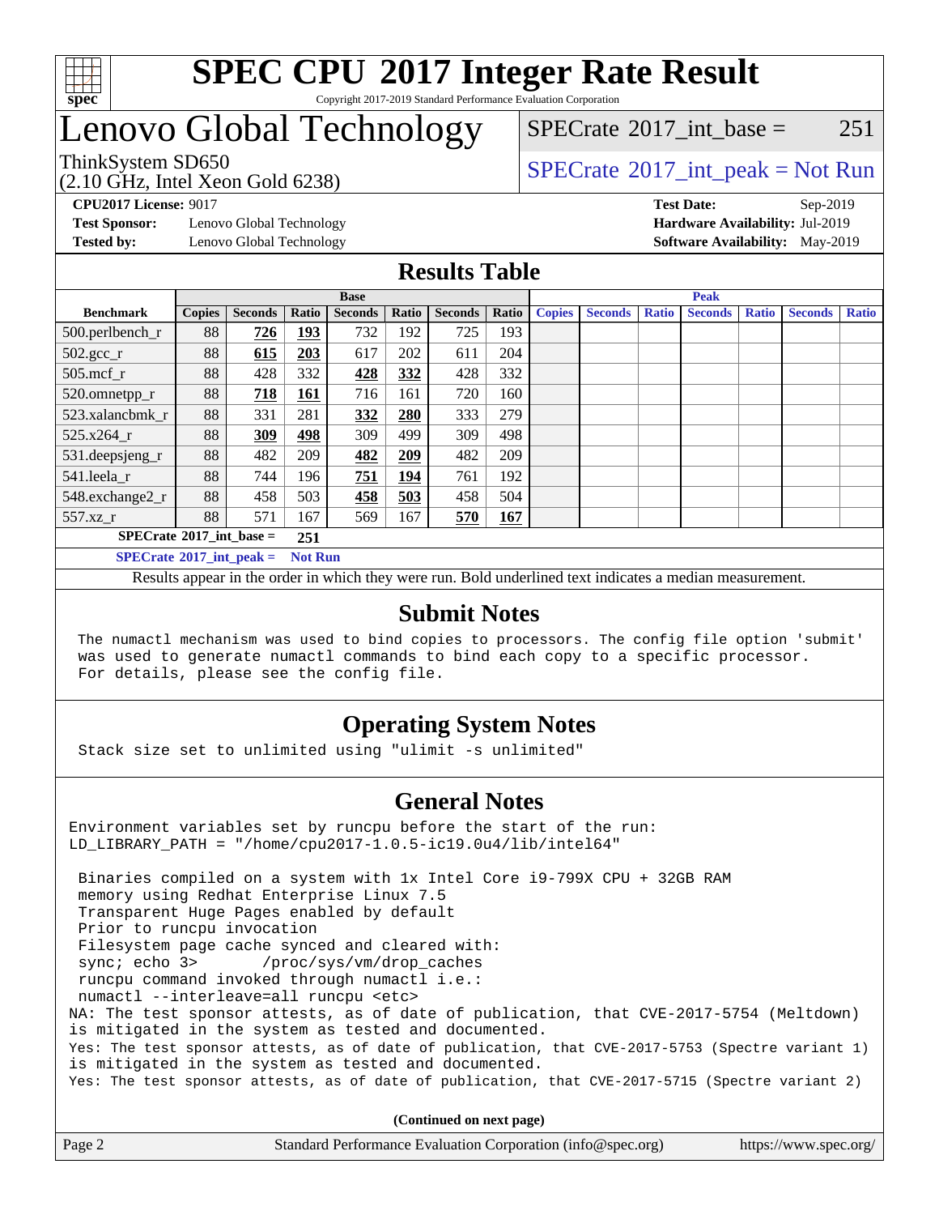# SPEC CPU 2017 Integer Rate Result

Copyright 2017-2019 Standard Performance Evaluation Corporation

# Lenovo Global Technology

ThinkSystem SD650
(2.10 GHz, Intel Xeon Gold 6238)

SPECrate 2017_int_base = 251

SPECrate 2017_int_peak = Not Run

**CPU2017 License:** 9017
**Test Sponsor:** Lenovo Global Technology
**Tested by:** Lenovo Global Technology

**Test Date:** Sep-2019
**Hardware Availability:** Jul-2019
**Software Availability:** May-2019

## Results Table

| Benchmark | Base | | | | | | | Peak | | | | | | |
|---|---|---|---|---|---|---|---|---|---|---|---|---|---|---|
| | Copies | Seconds | Ratio | Seconds | Ratio | Seconds | Ratio | Copies | Seconds | Ratio | Seconds | Ratio | Seconds | Ratio |
| 500.perlbench_r | 88 | **726** | **193** | 732 | 192 | 725 | 193 | | | | | | | |
| 502.gcc_r | 88 | **615** | **203** | 617 | 202 | 611 | 204 | | | | | | | |
| 505.mcf_r | 88 | 428 | 332 | **428** | **332** | 428 | 332 | | | | | | | |
| 520.omnetpp_r | 88 | **718** | **161** | 716 | 161 | 720 | 160 | | | | | | | |
| 523.xalancbmk_r | 88 | 331 | 281 | **332** | **280** | 333 | 279 | | | | | | | |
| 525.x264_r | 88 | **309** | **498** | 309 | 499 | 309 | 498 | | | | | | | |
| 531.deepsjeng_r | 88 | 482 | 209 | **482** | **209** | 482 | 209 | | | | | | | |
| 541.leela_r | 88 | 744 | 196 | **751** | **194** | 761 | 192 | | | | | | | |
| 548.exchange2_r | 88 | 458 | 503 | **458** | **503** | 458 | 504 | | | | | | | |
| 557.xz_r | 88 | 571 | 167 | 569 | 167 | **570** | **167** | | | | | | | |

**SPECrate 2017_int_base = 251**

**SPECrate 2017_int_peak = Not Run**

Results appear in the order in which they were run. Bold underlined text indicates a median measurement.

## Submit Notes

```
The numactl mechanism was used to bind copies to processors. The config file option 'submit'
was used to generate numactl commands to bind each copy to a specific processor.
For details, please see the config file.
```

## Operating System Notes

```
Stack size set to unlimited using "ulimit -s unlimited"
```

## General Notes

```
Environment variables set by runcpu before the start of the run:
LD_LIBRARY_PATH = "/home/cpu2017-1.0.5-ic19.0u4/lib/intel64"

 Binaries compiled on a system with 1x Intel Core i9-799X CPU + 32GB RAM
 memory using Redhat Enterprise Linux 7.5
 Transparent Huge Pages enabled by default
 Prior to runcpu invocation
 Filesystem page cache synced and cleared with:
 sync; echo 3>       /proc/sys/vm/drop_caches
 runcpu command invoked through numactl i.e.:
 numactl --interleave=all runcpu <etc>
NA: The test sponsor attests, as of date of publication, that CVE-2017-5754 (Meltdown)
is mitigated in the system as tested and documented.
Yes: The test sponsor attests, as of date of publication, that CVE-2017-5753 (Spectre variant 1)
is mitigated in the system as tested and documented.
Yes: The test sponsor attests, as of date of publication, that CVE-2017-5715 (Spectre variant 2)
```

**(Continued on next page)**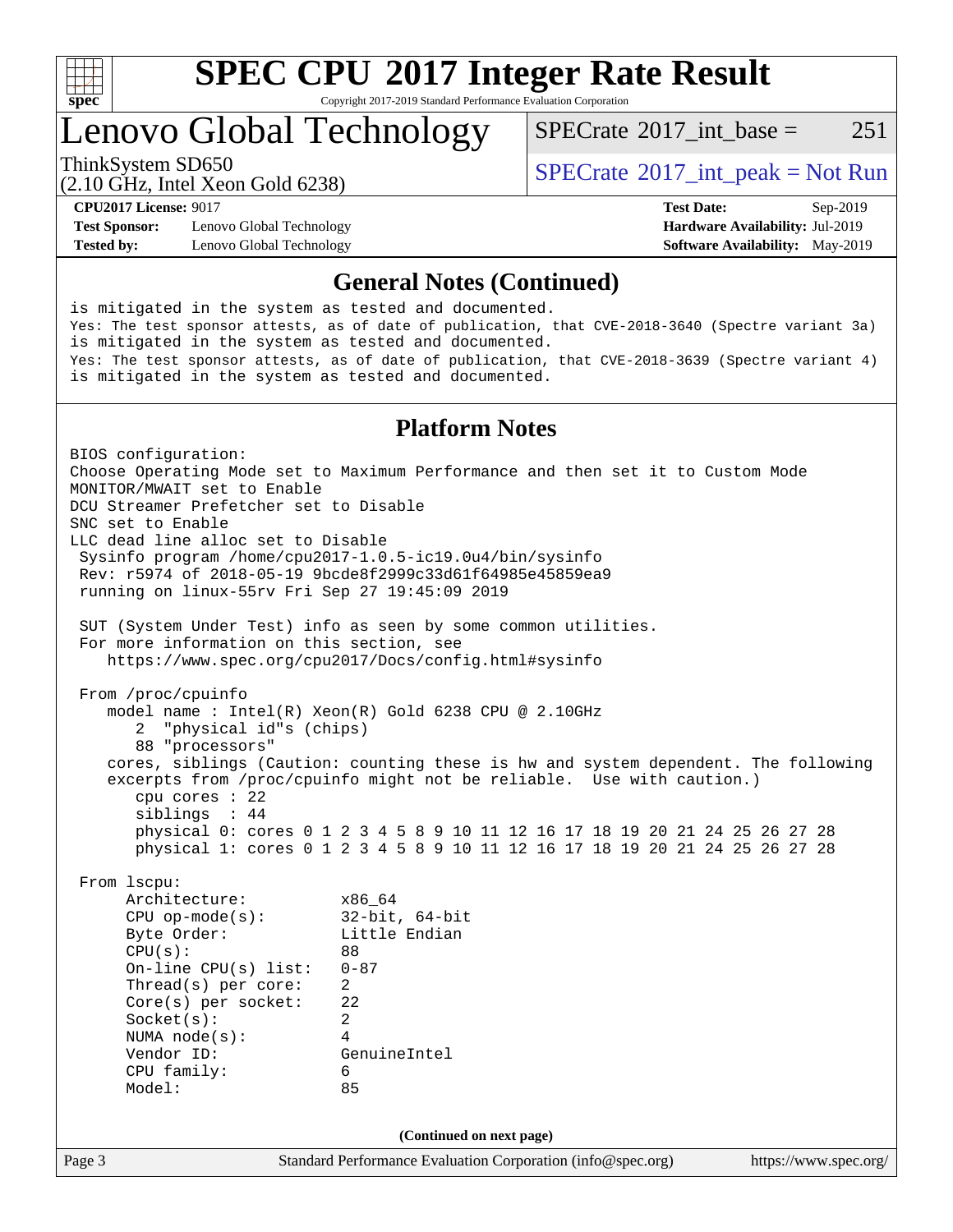# SPEC CPU 2017 Integer Rate Result

Copyright 2017-2019 Standard Performance Evaluation Corporation

## Lenovo Global Technology

ThinkSystem SD650
(2.10 GHz, Intel Xeon Gold 6238)

SPECrate 2017_int_base = 251

SPECrate 2017_int_peak = Not Run

**CPU2017 License:** 9017
**Test Sponsor:** Lenovo Global Technology
**Tested by:** Lenovo Global Technology

**Test Date:** Sep-2019
**Hardware Availability:** Jul-2019
**Software Availability:** May-2019

### General Notes (Continued)

```
is mitigated in the system as tested and documented.
Yes: The test sponsor attests, as of date of publication, that CVE-2018-3640 (Spectre variant 3a)
is mitigated in the system as tested and documented.
Yes: The test sponsor attests, as of date of publication, that CVE-2018-3639 (Spectre variant 4)
is mitigated in the system as tested and documented.
```

### Platform Notes

```
BIOS configuration:
Choose Operating Mode set to Maximum Performance and then set it to Custom Mode
MONITOR/MWAIT set to Enable
DCU Streamer Prefetcher set to Disable
SNC set to Enable
LLC dead line alloc set to Disable
 Sysinfo program /home/cpu2017-1.0.5-ic19.0u4/bin/sysinfo
 Rev: r5974 of 2018-05-19 9bcde8f2999c33d61f64985e45859ea9
 running on linux-55rv Fri Sep 27 19:45:09 2019

 SUT (System Under Test) info as seen by some common utilities.
 For more information on this section, see
    https://www.spec.org/cpu2017/Docs/config.html#sysinfo

 From /proc/cpuinfo
    model name : Intel(R) Xeon(R) Gold 6238 CPU @ 2.10GHz
       2  "physical id"s (chips)
       88 "processors"
    cores, siblings (Caution: counting these is hw and system dependent. The following
    excerpts from /proc/cpuinfo might not be reliable.  Use with caution.)
       cpu cores : 22
       siblings  : 44
       physical 0: cores 0 1 2 3 4 5 8 9 10 11 12 16 17 18 19 20 21 24 25 26 27 28
       physical 1: cores 0 1 2 3 4 5 8 9 10 11 12 16 17 18 19 20 21 24 25 26 27 28

 From lscpu:
      Architecture:          x86_64
      CPU op-mode(s):        32-bit, 64-bit
      Byte Order:            Little Endian
      CPU(s):                88
      On-line CPU(s) list:   0-87
      Thread(s) per core:    2
      Core(s) per socket:    22
      Socket(s):             2
      NUMA node(s):          4
      Vendor ID:             GenuineIntel
      CPU family:            6
      Model:                 85
```

(Continued on next page)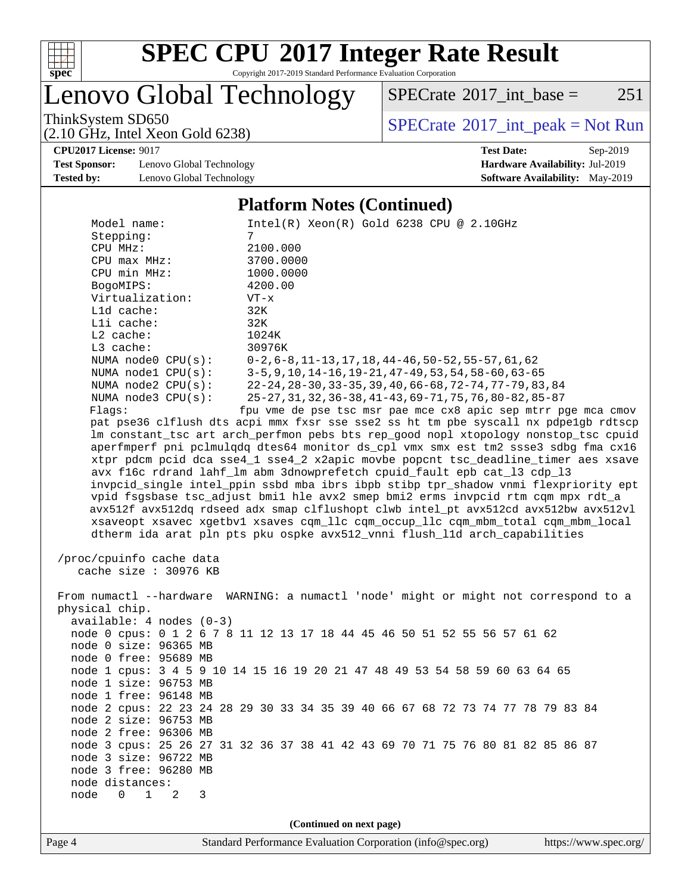## Platform Notes (Continued)

```
    Model name:          Intel(R) Xeon(R) Gold 6238 CPU @ 2.10GHz
    Stepping:            7
    CPU MHz:             2100.000
    CPU max MHz:         3700.0000
    CPU min MHz:         1000.0000
    BogoMIPS:            4200.00
    Virtualization:      VT-x
    L1d cache:           32K
    L1i cache:           32K
    L2 cache:            1024K
    L3 cache:            30976K
    NUMA node0 CPU(s):   0-2,6-8,11-13,17,18,44-46,50-52,55-57,61,62
    NUMA node1 CPU(s):   3-5,9,10,14-16,19-21,47-49,53,54,58-60,63-65
    NUMA node2 CPU(s):   22-24,28-30,33-35,39,40,66-68,72-74,77-79,83,84
    NUMA node3 CPU(s):   25-27,31,32,36-38,41-43,69-71,75,76,80-82,85-87
    Flags:               fpu vme de pse tsc msr pae mce cx8 apic sep mtrr pge mca cmov
    pat pse36 clflush dts acpi mmx fxsr sse sse2 ss ht tm pbe syscall nx pdpe1gb rdtscp
    lm constant_tsc art arch_perfmon pebs bts rep_good nopl xtopology nonstop_tsc cpuid
    aperfmperf pni pclmulqdq dtes64 monitor ds_cpl vmx smx est tm2 ssse3 sdbg fma cx16
    xtpr pdcm pcid dca sse4_1 sse4_2 x2apic movbe popcnt tsc_deadline_timer aes xsave
    avx f16c rdrand lahf_lm abm 3dnowprefetch cpuid_fault epb cat_l3 cdp_l3
    invpcid_single intel_ppin ssbd mba ibrs ibpb stibp tpr_shadow vnmi flexpriority ept
    vpid fsgsbase tsc_adjust bmi1 hle avx2 smep bmi2 erms invpcid rtm cqm mpx rdt_a
    avx512f avx512dq rdseed adx smap clflushopt clwb intel_pt avx512cd avx512bw avx512vl
    xsaveopt xsavec xgetbv1 xsaves cqm_llc cqm_occup_llc cqm_mbm_total cqm_mbm_local
    dtherm ida arat pln pts pku ospke avx512_vnni flush_l1d arch_capabilities

 /proc/cpuinfo cache data
    cache size : 30976 KB

 From numactl --hardware  WARNING: a numactl 'node' might or might not correspond to a
 physical chip.
   available: 4 nodes (0-3)
   node 0 cpus: 0 1 2 6 7 8 11 12 13 17 18 44 45 46 50 51 52 55 56 57 61 62
   node 0 size: 96365 MB
   node 0 free: 95689 MB
   node 1 cpus: 3 4 5 9 10 14 15 16 19 20 21 47 48 49 53 54 58 59 60 63 64 65
   node 1 size: 96753 MB
   node 1 free: 96148 MB
   node 2 cpus: 22 23 24 28 29 30 33 34 35 39 40 66 67 68 72 73 74 77 78 79 83 84
   node 2 size: 96753 MB
   node 2 free: 96306 MB
   node 3 cpus: 25 26 27 31 32 36 37 38 41 42 43 69 70 71 75 76 80 81 82 85 86 87
   node 3 size: 96722 MB
   node 3 free: 96280 MB
   node distances:
   node   0   1   2   3
```

(Continued on next page)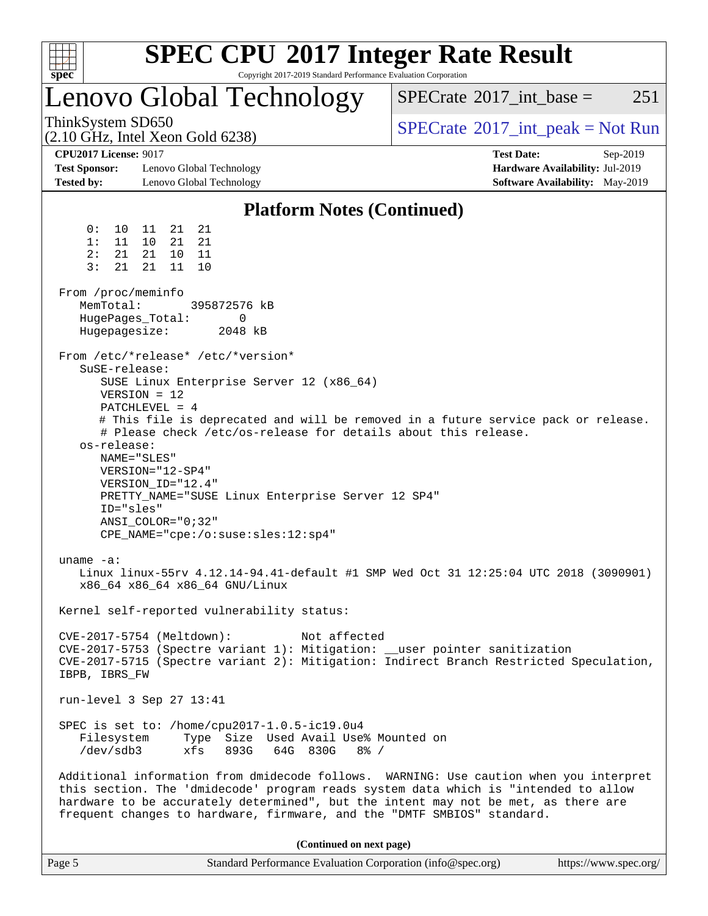## Platform Notes (Continued)

```
     0:  10  11  21  21
     1:  11  10  21  21
     2:  21  21  10  11
     3:  21  21  11  10

 From /proc/meminfo
    MemTotal:       395872576 kB
    HugePages_Total:       0
    Hugepagesize:       2048 kB

 From /etc/*release* /etc/*version*
    SuSE-release:
       SUSE Linux Enterprise Server 12 (x86_64)
       VERSION = 12
       PATCHLEVEL = 4
       # This file is deprecated and will be removed in a future service pack or release.
       # Please check /etc/os-release for details about this release.
    os-release:
       NAME="SLES"
       VERSION="12-SP4"
       VERSION_ID="12.4"
       PRETTY_NAME="SUSE Linux Enterprise Server 12 SP4"
       ID="sles"
       ANSI_COLOR="0;32"
       CPE_NAME="cpe:/o:suse:sles:12:sp4"

 uname -a:
    Linux linux-55rv 4.12.14-94.41-default #1 SMP Wed Oct 31 12:25:04 UTC 2018 (3090901)
    x86_64 x86_64 x86_64 GNU/Linux

 Kernel self-reported vulnerability status:

 CVE-2017-5754 (Meltdown):          Not affected
 CVE-2017-5753 (Spectre variant 1): Mitigation: __user pointer sanitization
 CVE-2017-5715 (Spectre variant 2): Mitigation: Indirect Branch Restricted Speculation,
 IBPB, IBRS_FW

 run-level 3 Sep 27 13:41

 SPEC is set to: /home/cpu2017-1.0.5-ic19.0u4
    Filesystem     Type  Size  Used Avail Use% Mounted on
    /dev/sdb3      xfs   893G   64G  830G   8% /

 Additional information from dmidecode follows.  WARNING: Use caution when you interpret
 this section. The 'dmidecode' program reads system data which is "intended to allow
 hardware to be accurately determined", but the intent may not be met, as there are
 frequent changes to hardware, firmware, and the "DMTF SMBIOS" standard.
```

**(Continued on next page)**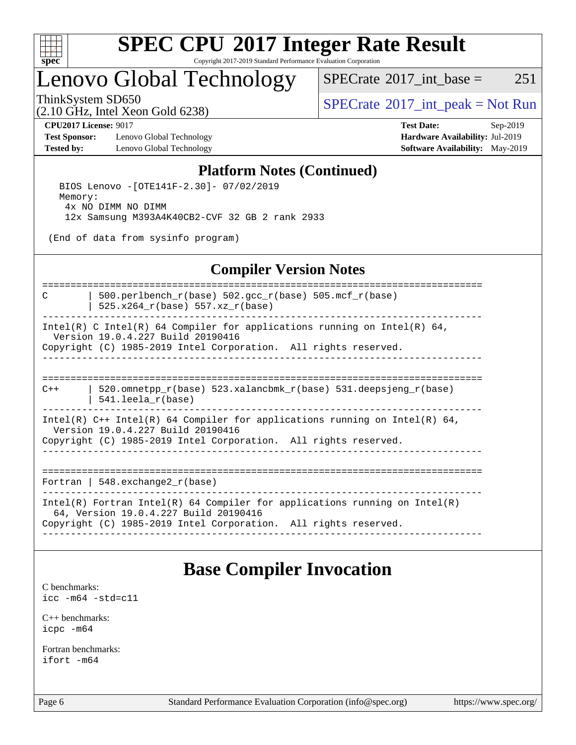## Platform Notes (Continued)

```
BIOS Lenovo -[OTE141F-2.30]- 07/02/2019
Memory:
 4x NO DIMM NO DIMM
 12x Samsung M393A4K40CB2-CVF 32 GB 2 rank 2933

(End of data from sysinfo program)
```

## Compiler Version Notes

```
==============================================================================
C       | 500.perlbench_r(base) 502.gcc_r(base) 505.mcf_r(base)
        | 525.x264_r(base) 557.xz_r(base)
------------------------------------------------------------------------------
Intel(R) C Intel(R) 64 Compiler for applications running on Intel(R) 64,
  Version 19.0.4.227 Build 20190416
Copyright (C) 1985-2019 Intel Corporation.  All rights reserved.
------------------------------------------------------------------------------

==============================================================================
C++     | 520.omnetpp_r(base) 523.xalancbmk_r(base) 531.deepsjeng_r(base)
        | 541.leela_r(base)
------------------------------------------------------------------------------
Intel(R) C++ Intel(R) 64 Compiler for applications running on Intel(R) 64,
  Version 19.0.4.227 Build 20190416
Copyright (C) 1985-2019 Intel Corporation.  All rights reserved.
------------------------------------------------------------------------------

==============================================================================
Fortran | 548.exchange2_r(base)
------------------------------------------------------------------------------
Intel(R) Fortran Intel(R) 64 Compiler for applications running on Intel(R)
  64, Version 19.0.4.227 Build 20190416
Copyright (C) 1985-2019 Intel Corporation.  All rights reserved.
------------------------------------------------------------------------------
```

# Base Compiler Invocation

C benchmarks:
`icc -m64 -std=c11`

C++ benchmarks:
`icpc -m64`

Fortran benchmarks:
`ifort -m64`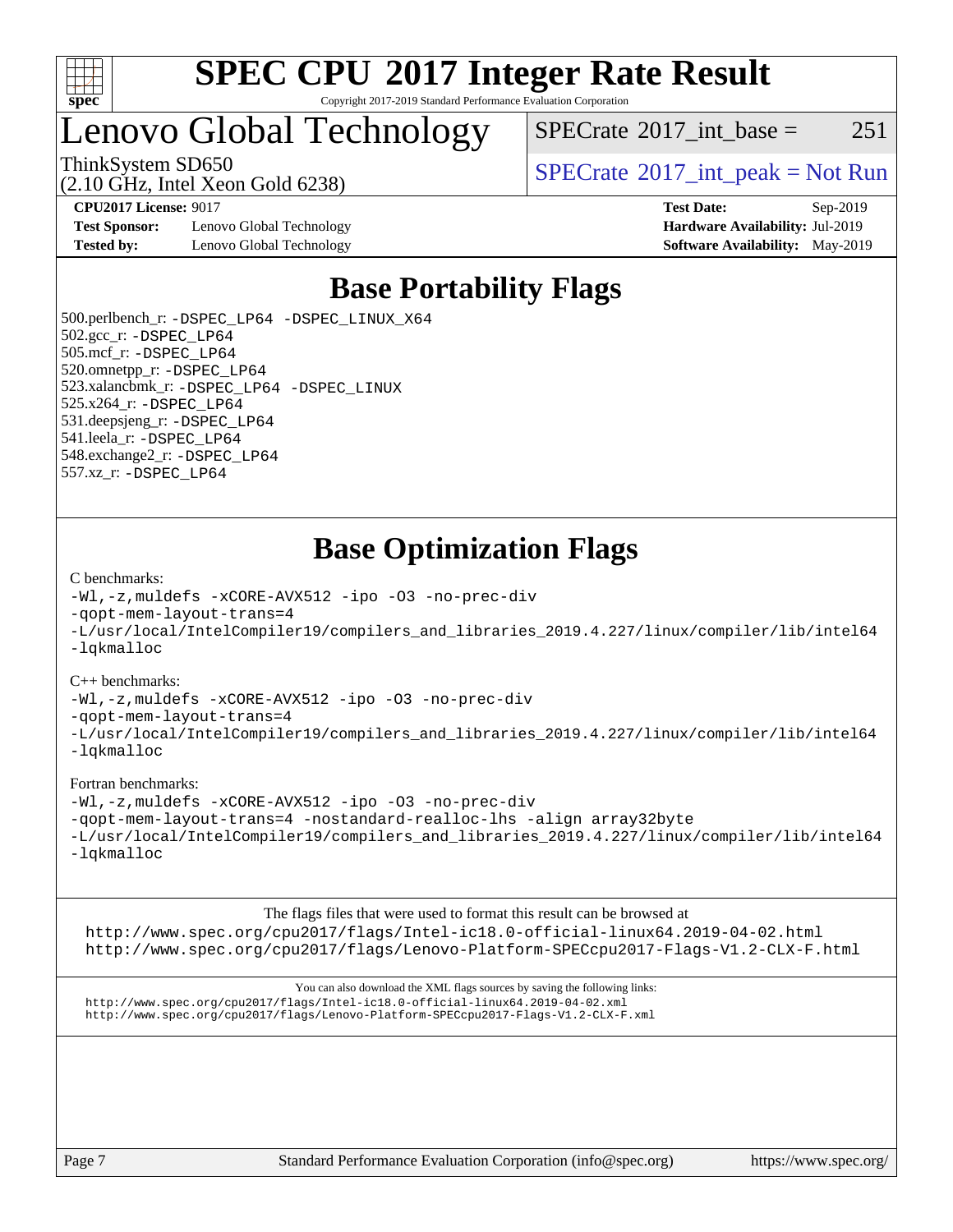# SPEC CPU 2017 Integer Rate Result

Copyright 2017-2019 Standard Performance Evaluation Corporation

## Lenovo Global Technology

ThinkSystem SD650
(2.10 GHz, Intel Xeon Gold 6238)

SPECrate 2017_int_base = 251

SPECrate 2017_int_peak = Not Run

**CPU2017 License:** 9017
**Test Sponsor:** Lenovo Global Technology
**Tested by:** Lenovo Global Technology

**Test Date:** Sep-2019
**Hardware Availability:** Jul-2019
**Software Availability:** May-2019

## Base Portability Flags

500.perlbench_r: `-DSPEC_LP64 -DSPEC_LINUX_X64`
502.gcc_r: `-DSPEC_LP64`
505.mcf_r: `-DSPEC_LP64`
520.omnetpp_r: `-DSPEC_LP64`
523.xalancbmk_r: `-DSPEC_LP64 -DSPEC_LINUX`
525.x264_r: `-DSPEC_LP64`
531.deepsjeng_r: `-DSPEC_LP64`
541.leela_r: `-DSPEC_LP64`
548.exchange2_r: `-DSPEC_LP64`
557.xz_r: `-DSPEC_LP64`

## Base Optimization Flags

C benchmarks:

```
-Wl,-z,muldefs -xCORE-AVX512 -ipo -O3 -no-prec-div
-qopt-mem-layout-trans=4
-L/usr/local/IntelCompiler19/compilers_and_libraries_2019.4.227/linux/compiler/lib/intel64
-lqkmalloc
```

C++ benchmarks:

```
-Wl,-z,muldefs -xCORE-AVX512 -ipo -O3 -no-prec-div
-qopt-mem-layout-trans=4
-L/usr/local/IntelCompiler19/compilers_and_libraries_2019.4.227/linux/compiler/lib/intel64
-lqkmalloc
```

Fortran benchmarks:

```
-Wl,-z,muldefs -xCORE-AVX512 -ipo -O3 -no-prec-div
-qopt-mem-layout-trans=4 -nostandard-realloc-lhs -align array32byte
-L/usr/local/IntelCompiler19/compilers_and_libraries_2019.4.227/linux/compiler/lib/intel64
-lqkmalloc
```

The flags files that were used to format this result can be browsed at
http://www.spec.org/cpu2017/flags/Intel-ic18.0-official-linux64.2019-04-02.html
http://www.spec.org/cpu2017/flags/Lenovo-Platform-SPECcpu2017-Flags-V1.2-CLX-F.html

You can also download the XML flags sources by saving the following links:
http://www.spec.org/cpu2017/flags/Intel-ic18.0-official-linux64.2019-04-02.xml
http://www.spec.org/cpu2017/flags/Lenovo-Platform-SPECcpu2017-Flags-V1.2-CLX-F.xml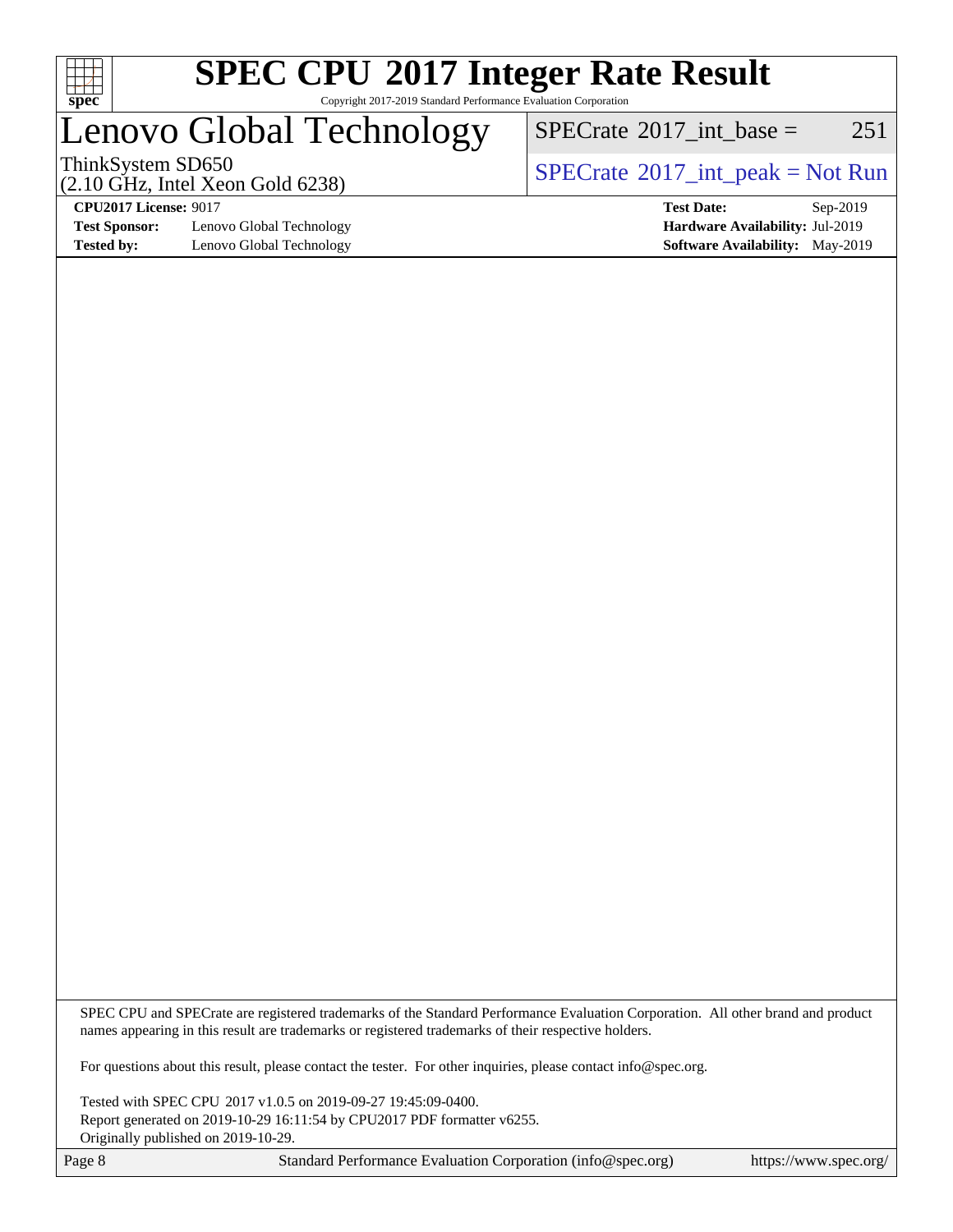SPEC CPU and SPECrate are registered trademarks of the Standard Performance Evaluation Corporation. All other brand and product names appearing in this result are trademarks or registered trademarks of their respective holders.

For questions about this result, please contact the tester. For other inquiries, please contact info@spec.org.

Tested with SPEC CPU 2017 v1.0.5 on 2019-09-27 19:45:09-0400.
Report generated on 2019-10-29 16:11:54 by CPU2017 PDF formatter v6255.
Originally published on 2019-10-29.